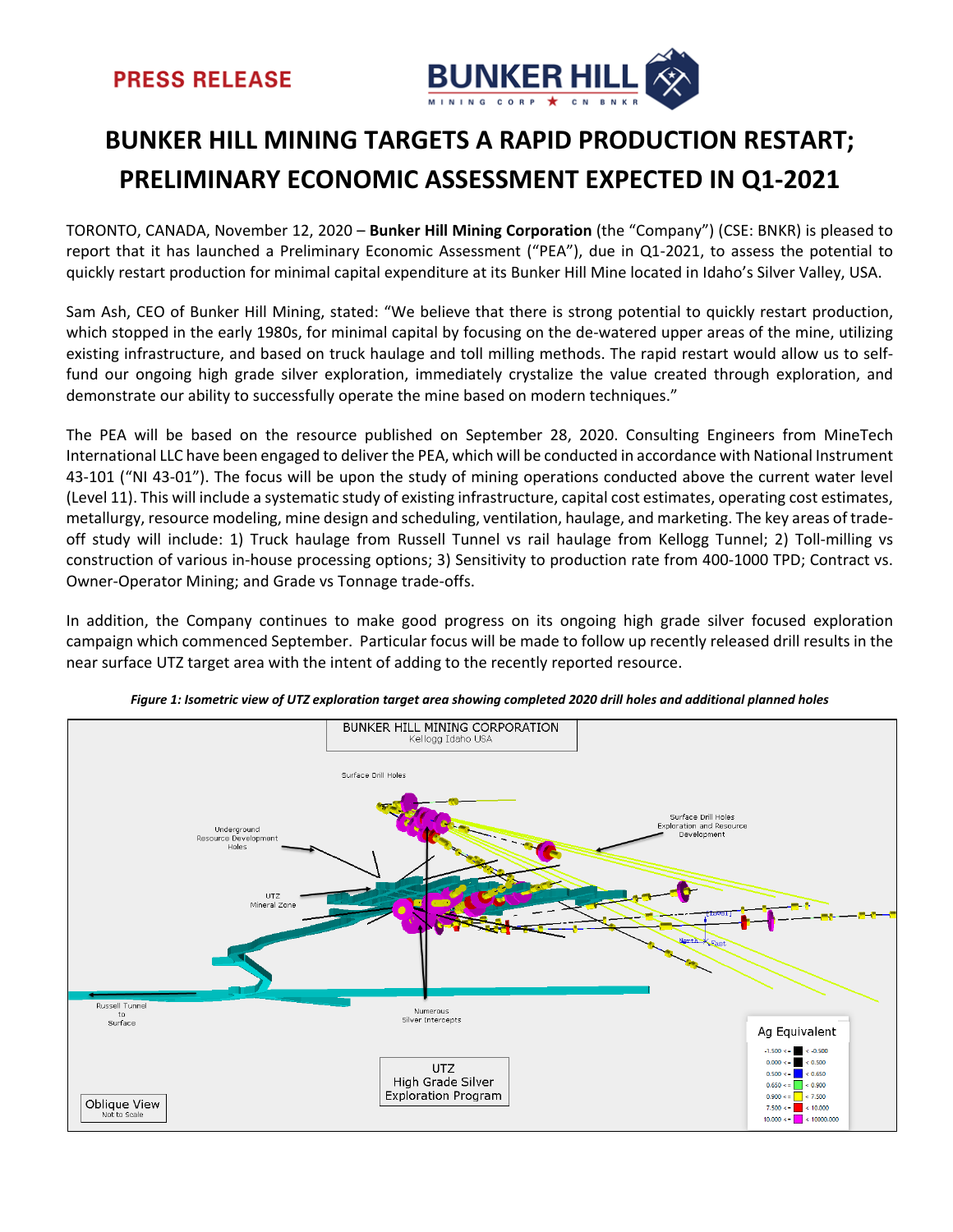PRESS RELEASE

# BUNKER HILL MINING TARGETS A RAPID PRODUCTION RESTART; PRELIMINARY ECONOMIC ASSESSMENT EXPECTED IN Q1-2021

TORONTO, CANADA, November 12, 2020 – **Bunker Hill Mining Corporation** (the "Company") (CSE: BNKR) is pleased to report that it has launched a Preliminary Economic Assessment ("PEA"), due in Q1-2021, to assess the potential to quickly restart production for minimal capital expenditure at its Bunker Hill Mine located in Idaho's Silver Valley, USA.

Sam Ash, CEO of Bunker Hill Mining, stated: "We believe that there is strong potential to quickly restart production, which stopped in the early 1980s, for minimal capital by focusing on the de-watered upper areas of the mine, utilizing existing infrastructure, and based on truck haulage and toll milling methods. The rapid restart would allow us to self-fund our ongoing high grade silver exploration, immediately crystalize the value created through exploration, and demonstrate our ability to successfully operate the mine based on modern techniques."

The PEA will be based on the resource published on September 28, 2020. Consulting Engineers from MineTech International LLC have been engaged to deliver the PEA, which will be conducted in accordance with National Instrument 43-101 ("NI 43-01"). The focus will be upon the study of mining operations conducted above the current water level (Level 11). This will include a systematic study of existing infrastructure, capital cost estimates, operating cost estimates, metallurgy, resource modeling, mine design and scheduling, ventilation, haulage, and marketing. The key areas of trade-off study will include: 1) Truck haulage from Russell Tunnel vs rail haulage from Kellogg Tunnel; 2) Toll-milling vs construction of various in-house processing options; 3) Sensitivity to production rate from 400-1000 TPD; Contract vs. Owner-Operator Mining; and Grade vs Tonnage trade-offs.

In addition, the Company continues to make good progress on its ongoing high grade silver focused exploration campaign which commenced September. Particular focus will be made to follow up recently released drill results in the near surface UTZ target area with the intent of adding to the recently reported resource.

***Figure 1: Isometric view of UTZ exploration target area showing completed 2020 drill holes and additional planned holes***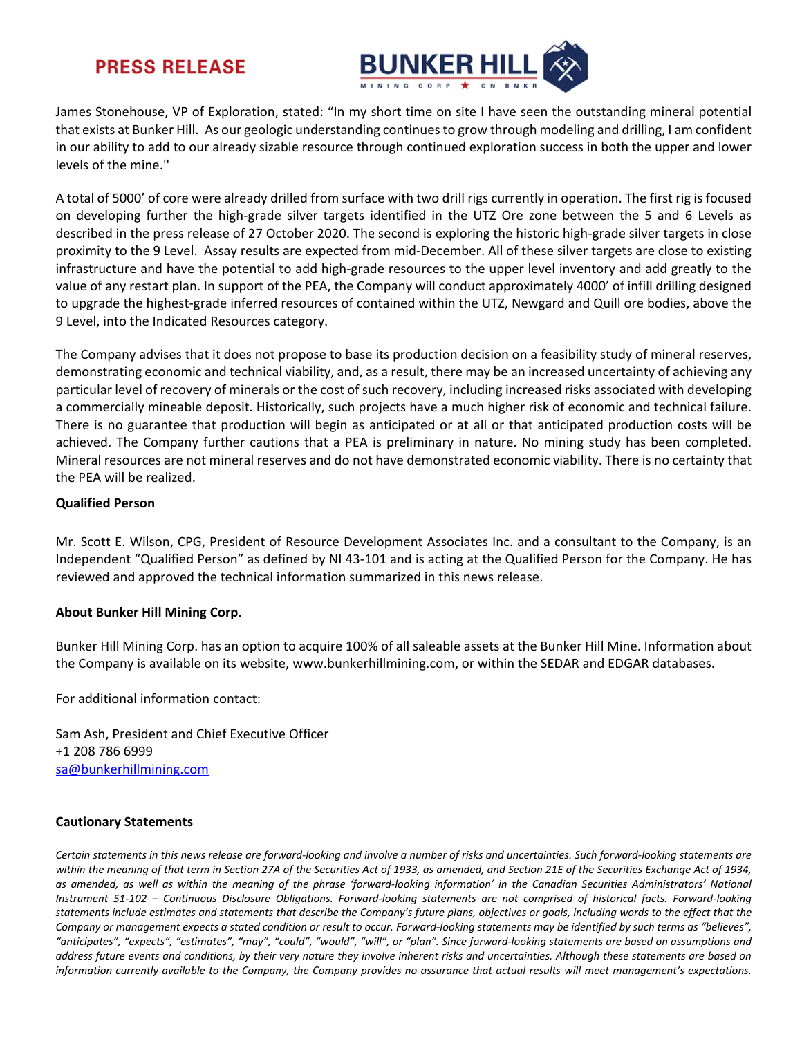James Stonehouse, VP of Exploration, stated: "In my short time on site I have seen the outstanding mineral potential that exists at Bunker Hill. As our geologic understanding continues to grow through modeling and drilling, I am confident in our ability to add to our already sizable resource through continued exploration success in both the upper and lower levels of the mine.''

A total of 5000' of core were already drilled from surface with two drill rigs currently in operation. The first rig is focused on developing further the high-grade silver targets identified in the UTZ Ore zone between the 5 and 6 Levels as described in the press release of 27 October 2020. The second is exploring the historic high-grade silver targets in close proximity to the 9 Level. Assay results are expected from mid-December. All of these silver targets are close to existing infrastructure and have the potential to add high-grade resources to the upper level inventory and add greatly to the value of any restart plan. In support of the PEA, the Company will conduct approximately 4000' of infill drilling designed to upgrade the highest-grade inferred resources of contained within the UTZ, Newgard and Quill ore bodies, above the 9 Level, into the Indicated Resources category.

The Company advises that it does not propose to base its production decision on a feasibility study of mineral reserves, demonstrating economic and technical viability, and, as a result, there may be an increased uncertainty of achieving any particular level of recovery of minerals or the cost of such recovery, including increased risks associated with developing a commercially mineable deposit. Historically, such projects have a much higher risk of economic and technical failure. There is no guarantee that production will begin as anticipated or at all or that anticipated production costs will be achieved. The Company further cautions that a PEA is preliminary in nature. No mining study has been completed. Mineral resources are not mineral reserves and do not have demonstrated economic viability. There is no certainty that the PEA will be realized.

**Qualified Person**

Mr. Scott E. Wilson, CPG, President of Resource Development Associates Inc. and a consultant to the Company, is an Independent "Qualified Person" as defined by NI 43-101 and is acting at the Qualified Person for the Company. He has reviewed and approved the technical information summarized in this news release.

**About Bunker Hill Mining Corp.**

Bunker Hill Mining Corp. has an option to acquire 100% of all saleable assets at the Bunker Hill Mine. Information about the Company is available on its website, www.bunkerhillmining.com, or within the SEDAR and EDGAR databases.

For additional information contact:

Sam Ash, President and Chief Executive Officer
+1 208 786 6999
sa@bunkerhillmining.com

**Cautionary Statements**

*Certain statements in this news release are forward-looking and involve a number of risks and uncertainties. Such forward-looking statements are within the meaning of that term in Section 27A of the Securities Act of 1933, as amended, and Section 21E of the Securities Exchange Act of 1934, as amended, as well as within the meaning of the phrase 'forward-looking information' in the Canadian Securities Administrators' National Instrument 51-102 – Continuous Disclosure Obligations. Forward-looking statements are not comprised of historical facts. Forward-looking statements include estimates and statements that describe the Company's future plans, objectives or goals, including words to the effect that the Company or management expects a stated condition or result to occur. Forward-looking statements may be identified by such terms as "believes", "anticipates", "expects", "estimates", "may", "could", "would", "will", or "plan". Since forward-looking statements are based on assumptions and address future events and conditions, by their very nature they involve inherent risks and uncertainties. Although these statements are based on information currently available to the Company, the Company provides no assurance that actual results will meet management's expectations.*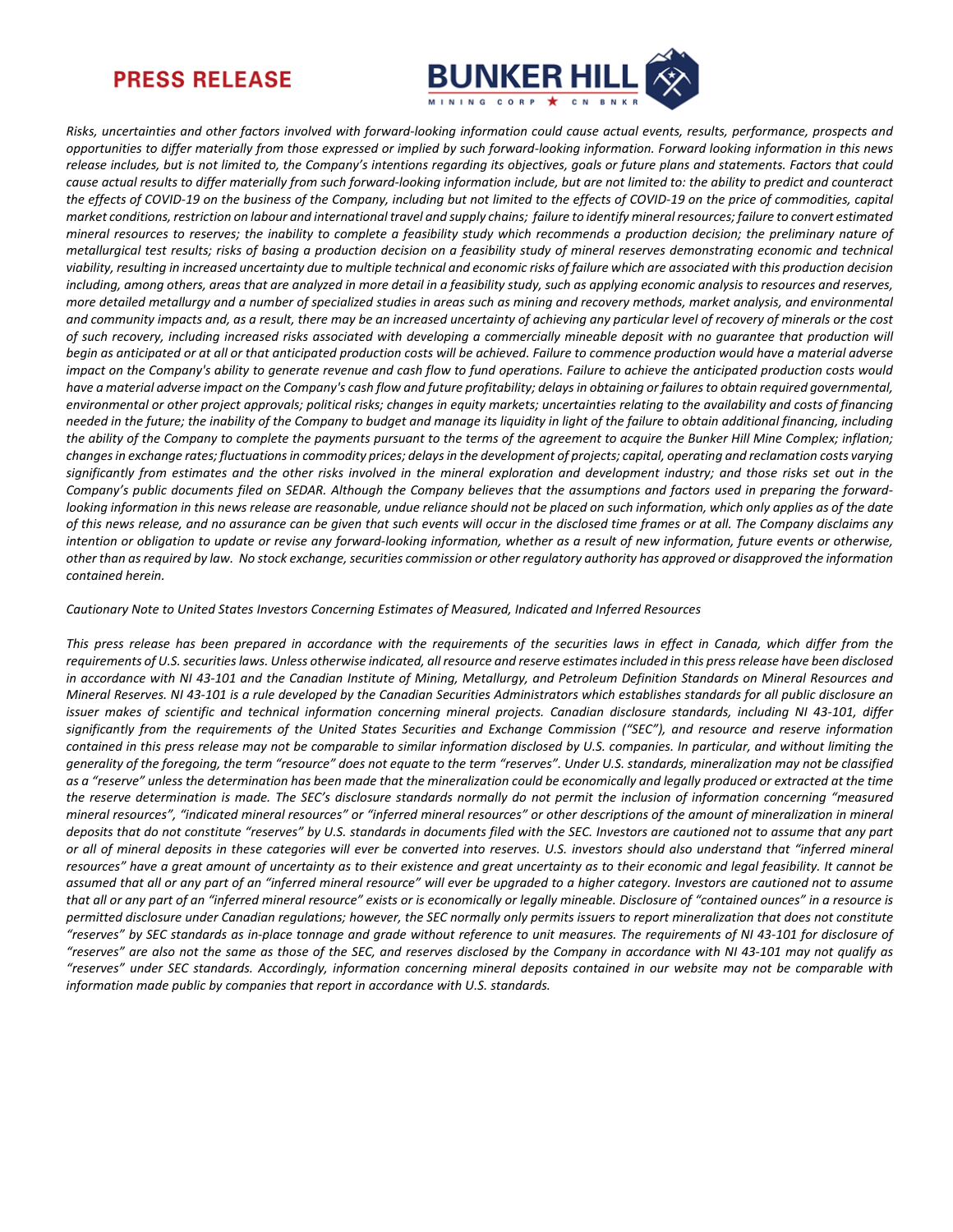*Risks, uncertainties and other factors involved with forward-looking information could cause actual events, results, performance, prospects and opportunities to differ materially from those expressed or implied by such forward-looking information. Forward looking information in this news release includes, but is not limited to, the Company's intentions regarding its objectives, goals or future plans and statements. Factors that could cause actual results to differ materially from such forward-looking information include, but are not limited to: the ability to predict and counteract the effects of COVID-19 on the business of the Company, including but not limited to the effects of COVID-19 on the price of commodities, capital market conditions, restriction on labour and international travel and supply chains; failure to identify mineral resources; failure to convert estimated mineral resources to reserves; the inability to complete a feasibility study which recommends a production decision; the preliminary nature of metallurgical test results; risks of basing a production decision on a feasibility study of mineral reserves demonstrating economic and technical viability, resulting in increased uncertainty due to multiple technical and economic risks of failure which are associated with this production decision including, among others, areas that are analyzed in more detail in a feasibility study, such as applying economic analysis to resources and reserves, more detailed metallurgy and a number of specialized studies in areas such as mining and recovery methods, market analysis, and environmental and community impacts and, as a result, there may be an increased uncertainty of achieving any particular level of recovery of minerals or the cost of such recovery, including increased risks associated with developing a commercially mineable deposit with no guarantee that production will begin as anticipated or at all or that anticipated production costs will be achieved. Failure to commence production would have a material adverse impact on the Company's ability to generate revenue and cash flow to fund operations. Failure to achieve the anticipated production costs would have a material adverse impact on the Company's cash flow and future profitability; delays in obtaining or failures to obtain required governmental, environmental or other project approvals; political risks; changes in equity markets; uncertainties relating to the availability and costs of financing needed in the future; the inability of the Company to budget and manage its liquidity in light of the failure to obtain additional financing, including the ability of the Company to complete the payments pursuant to the terms of the agreement to acquire the Bunker Hill Mine Complex; inflation; changes in exchange rates; fluctuations in commodity prices; delays in the development of projects; capital, operating and reclamation costs varying significantly from estimates and the other risks involved in the mineral exploration and development industry; and those risks set out in the Company's public documents filed on SEDAR. Although the Company believes that the assumptions and factors used in preparing the forward-looking information in this news release are reasonable, undue reliance should not be placed on such information, which only applies as of the date of this news release, and no assurance can be given that such events will occur in the disclosed time frames or at all. The Company disclaims any intention or obligation to update or revise any forward-looking information, whether as a result of new information, future events or otherwise, other than as required by law. No stock exchange, securities commission or other regulatory authority has approved or disapproved the information contained herein.*

*Cautionary Note to United States Investors Concerning Estimates of Measured, Indicated and Inferred Resources*

*This press release has been prepared in accordance with the requirements of the securities laws in effect in Canada, which differ from the requirements of U.S. securities laws. Unless otherwise indicated, all resource and reserve estimates included in this press release have been disclosed in accordance with NI 43-101 and the Canadian Institute of Mining, Metallurgy, and Petroleum Definition Standards on Mineral Resources and Mineral Reserves. NI 43-101 is a rule developed by the Canadian Securities Administrators which establishes standards for all public disclosure an issuer makes of scientific and technical information concerning mineral projects. Canadian disclosure standards, including NI 43-101, differ significantly from the requirements of the United States Securities and Exchange Commission ("SEC"), and resource and reserve information contained in this press release may not be comparable to similar information disclosed by U.S. companies. In particular, and without limiting the generality of the foregoing, the term "resource" does not equate to the term "reserves". Under U.S. standards, mineralization may not be classified as a "reserve" unless the determination has been made that the mineralization could be economically and legally produced or extracted at the time the reserve determination is made. The SEC's disclosure standards normally do not permit the inclusion of information concerning "measured mineral resources", "indicated mineral resources" or "inferred mineral resources" or other descriptions of the amount of mineralization in mineral deposits that do not constitute "reserves" by U.S. standards in documents filed with the SEC. Investors are cautioned not to assume that any part or all of mineral deposits in these categories will ever be converted into reserves. U.S. investors should also understand that "inferred mineral resources" have a great amount of uncertainty as to their existence and great uncertainty as to their economic and legal feasibility. It cannot be assumed that all or any part of an "inferred mineral resource" will ever be upgraded to a higher category. Investors are cautioned not to assume that all or any part of an "inferred mineral resource" exists or is economically or legally mineable. Disclosure of "contained ounces" in a resource is permitted disclosure under Canadian regulations; however, the SEC normally only permits issuers to report mineralization that does not constitute "reserves" by SEC standards as in-place tonnage and grade without reference to unit measures. The requirements of NI 43-101 for disclosure of "reserves" are also not the same as those of the SEC, and reserves disclosed by the Company in accordance with NI 43-101 may not qualify as "reserves" under SEC standards. Accordingly, information concerning mineral deposits contained in our website may not be comparable with information made public by companies that report in accordance with U.S. standards.*